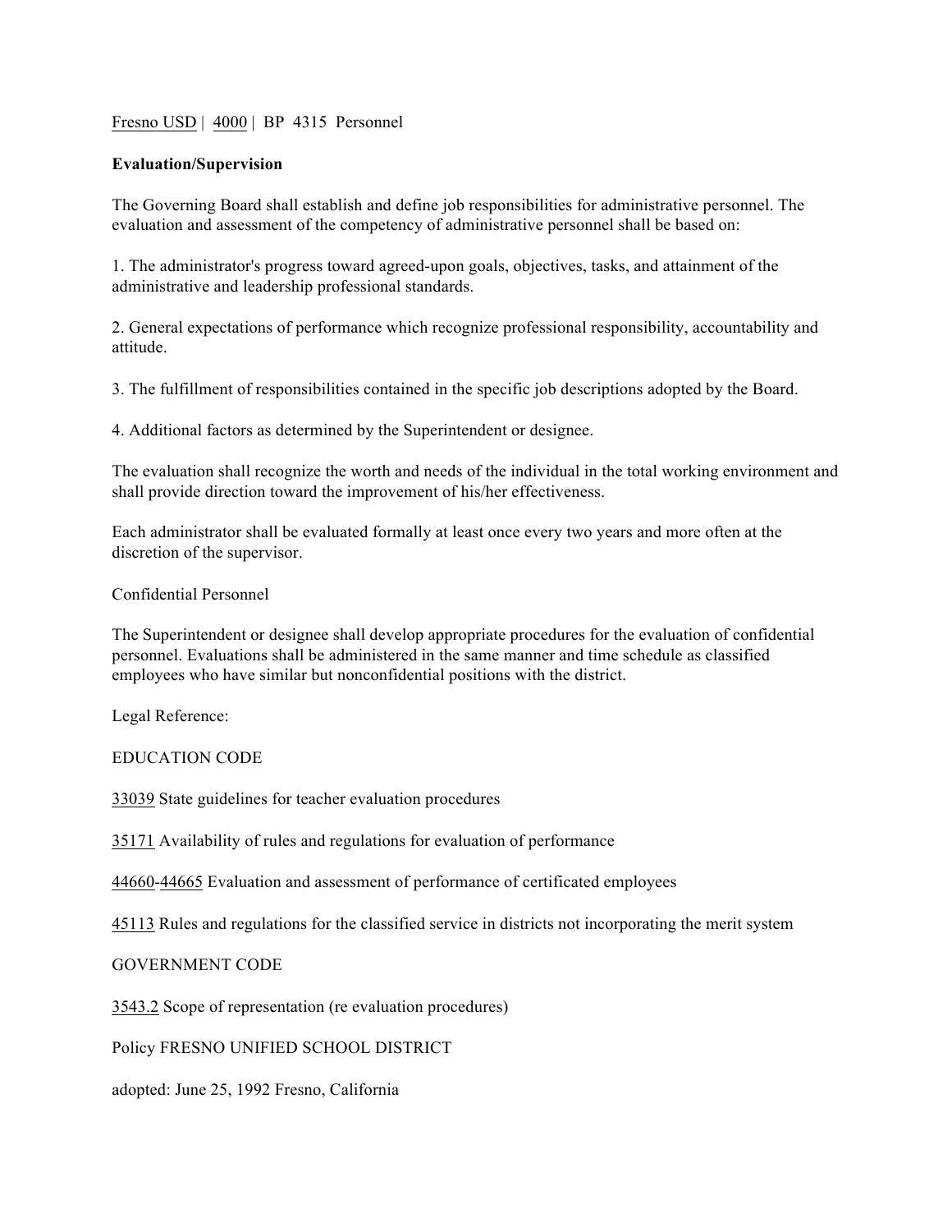Fresno USD | 4000 | BP 4315 Personnel

**Evaluation/Supervision**

The Governing Board shall establish and define job responsibilities for administrative personnel. The evaluation and assessment of the competency of administrative personnel shall be based on:

1. The administrator's progress toward agreed-upon goals, objectives, tasks, and attainment of the administrative and leadership professional standards.

2. General expectations of performance which recognize professional responsibility, accountability and attitude.

3. The fulfillment of responsibilities contained in the specific job descriptions adopted by the Board.

4. Additional factors as determined by the Superintendent or designee.

The evaluation shall recognize the worth and needs of the individual in the total working environment and shall provide direction toward the improvement of his/her effectiveness.

Each administrator shall be evaluated formally at least once every two years and more often at the discretion of the supervisor.

Confidential Personnel

The Superintendent or designee shall develop appropriate procedures for the evaluation of confidential personnel. Evaluations shall be administered in the same manner and time schedule as classified employees who have similar but nonconfidential positions with the district.

Legal Reference:

EDUCATION CODE

33039 State guidelines for teacher evaluation procedures

35171 Availability of rules and regulations for evaluation of performance

44660-44665 Evaluation and assessment of performance of certificated employees

45113 Rules and regulations for the classified service in districts not incorporating the merit system

GOVERNMENT CODE

3543.2 Scope of representation (re evaluation procedures)

Policy FRESNO UNIFIED SCHOOL DISTRICT

adopted: June 25, 1992 Fresno, California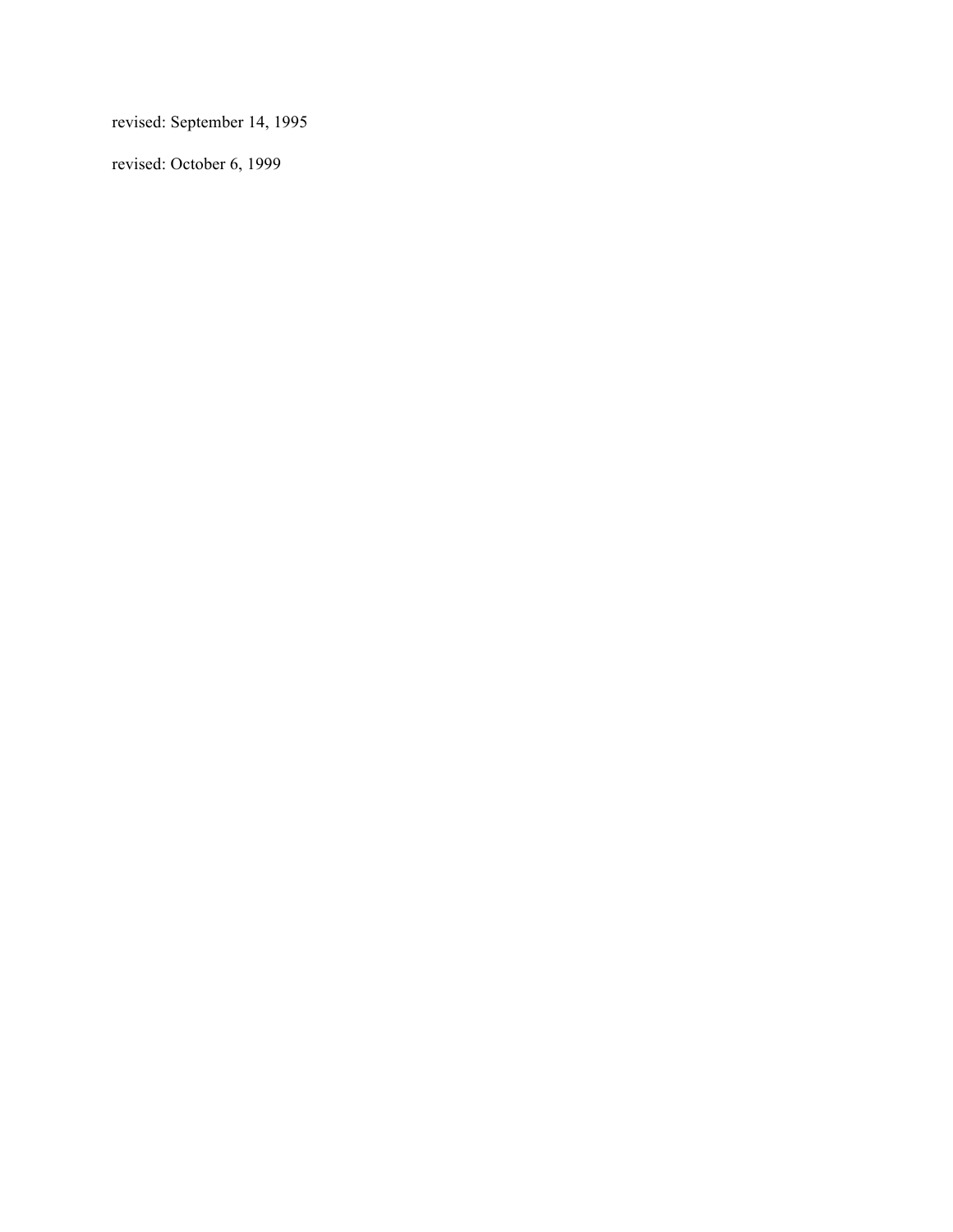revised: September 14, 1995

revised: October 6, 1999